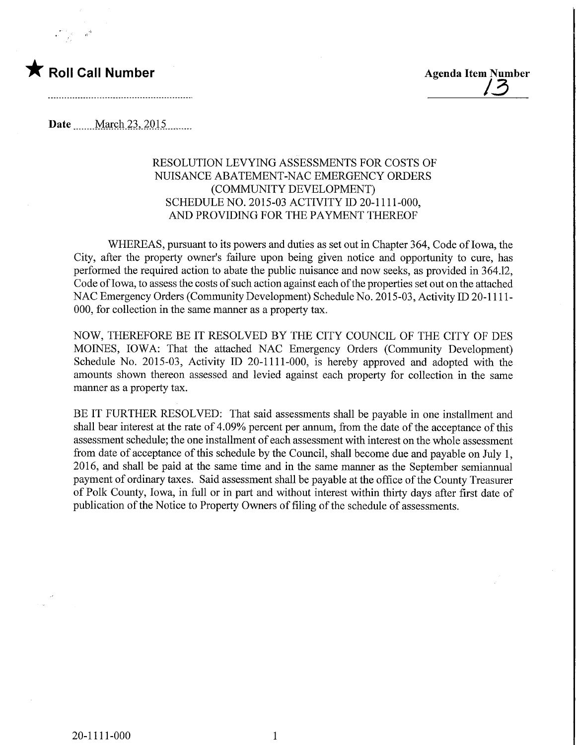★ **Roll Call Number**

**Agenda Item Number**
13

**Date** March 23, 2015

RESOLUTION LEVYING ASSESSMENTS FOR COSTS OF NUISANCE ABATEMENT-NAC EMERGENCY ORDERS (COMMUNITY DEVELOPMENT) SCHEDULE NO. 2015-03 ACTIVITY ID 20-1111-000, AND PROVIDING FOR THE PAYMENT THEREOF

WHEREAS, pursuant to its powers and duties as set out in Chapter 364, Code of Iowa, the City, after the property owner's failure upon being given notice and opportunity to cure, has performed the required action to abate the public nuisance and now seeks, as provided in 364.12, Code of Iowa, to assess the costs of such action against each of the properties set out on the attached NAC Emergency Orders (Community Development) Schedule No. 2015-03, Activity ID 20-1111-000, for collection in the same manner as a property tax.

NOW, THEREFORE BE IT RESOLVED BY THE CITY COUNCIL OF THE CITY OF DES MOINES, IOWA: That the attached NAC Emergency Orders (Community Development) Schedule No. 2015-03, Activity ID 20-1111-000, is hereby approved and adopted with the amounts shown thereon assessed and levied against each property for collection in the same manner as a property tax.

BE IT FURTHER RESOLVED: That said assessments shall be payable in one installment and shall bear interest at the rate of 4.09% percent per annum, from the date of the acceptance of this assessment schedule; the one installment of each assessment with interest on the whole assessment from date of acceptance of this schedule by the Council, shall become due and payable on July 1, 2016, and shall be paid at the same time and in the same manner as the September semiannual payment of ordinary taxes. Said assessment shall be payable at the office of the County Treasurer of Polk County, Iowa, in full or in part and without interest within thirty days after first date of publication of the Notice to Property Owners of filing of the schedule of assessments.

20-1111-000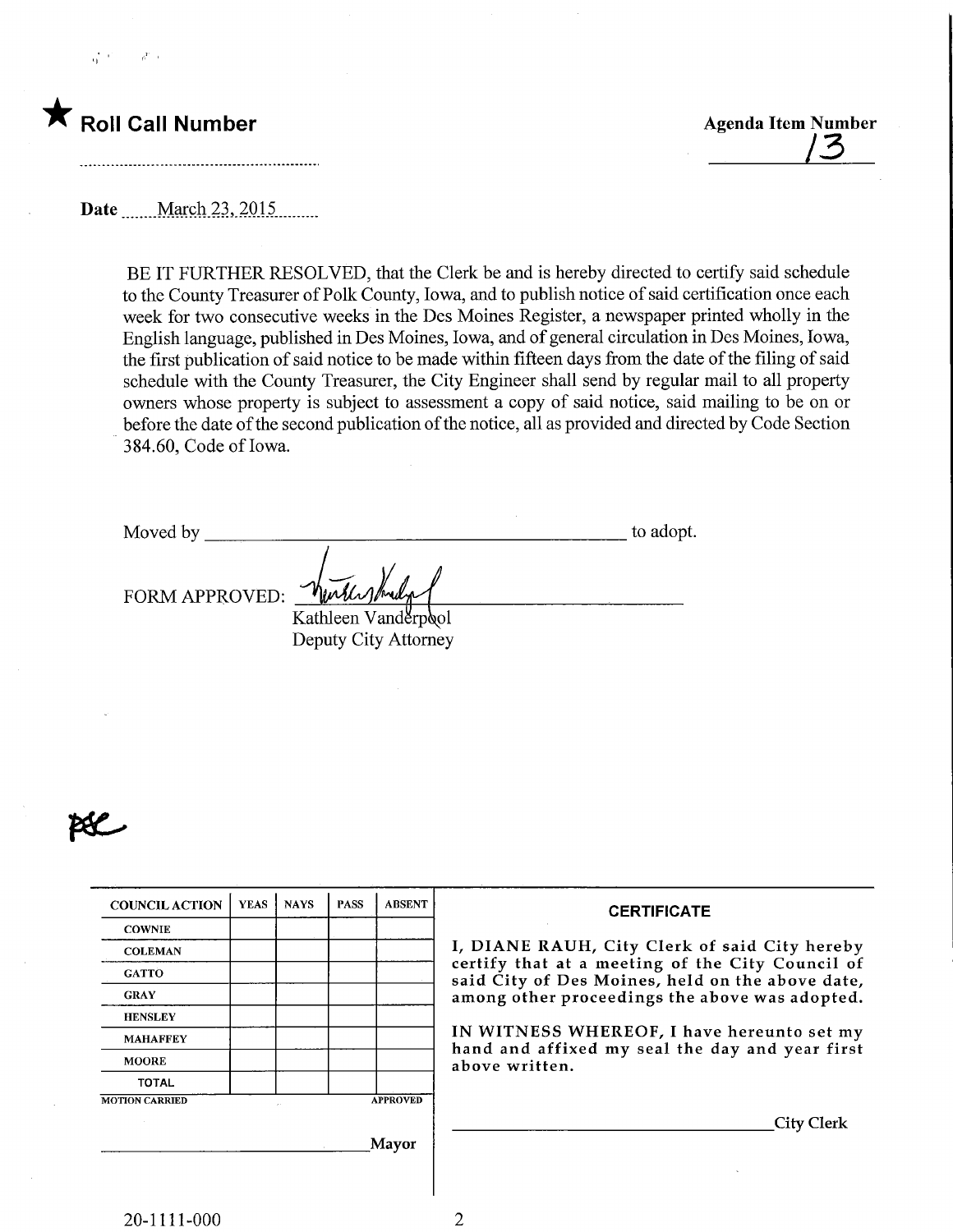★ **Roll Call Number**

Agenda Item Number
13

Date March 23, 2015

BE IT FURTHER RESOLVED, that the Clerk be and is hereby directed to certify said schedule to the County Treasurer of Polk County, Iowa, and to publish notice of said certification once each week for two consecutive weeks in the Des Moines Register, a newspaper printed wholly in the English language, published in Des Moines, Iowa, and of general circulation in Des Moines, Iowa, the first publication of said notice to be made within fifteen days from the date of the filing of said schedule with the County Treasurer, the City Engineer shall send by regular mail to all property owners whose property is subject to assessment a copy of said notice, said mailing to be on or before the date of the second publication of the notice, all as provided and directed by Code Section 384.60, Code of Iowa.

Moved by ______________________________ to adopt.

FORM APPROVED: [signature]
Kathleen Vanderpool
Deputy City Attorney

| COUNCIL ACTION | YEAS | NAYS | PASS | ABSENT |
|---|---|---|---|---|
| COWNIE | | | | |
| COLEMAN | | | | |
| GATTO | | | | |
| GRAY | | | | |
| HENSLEY | | | | |
| MAHAFFEY | | | | |
| MOORE | | | | |
| TOTAL | | | | |

MOTION CARRIED APPROVED

______________________________ Mayor

**CERTIFICATE**

I, DIANE RAUH, City Clerk of said City hereby certify that at a meeting of the City Council of said City of Des Moines, held on the above date, among other proceedings the above was adopted.

IN WITNESS WHEREOF, I have hereunto set my hand and affixed my seal the day and year first above written.

______________________________ City Clerk

20-1111-000